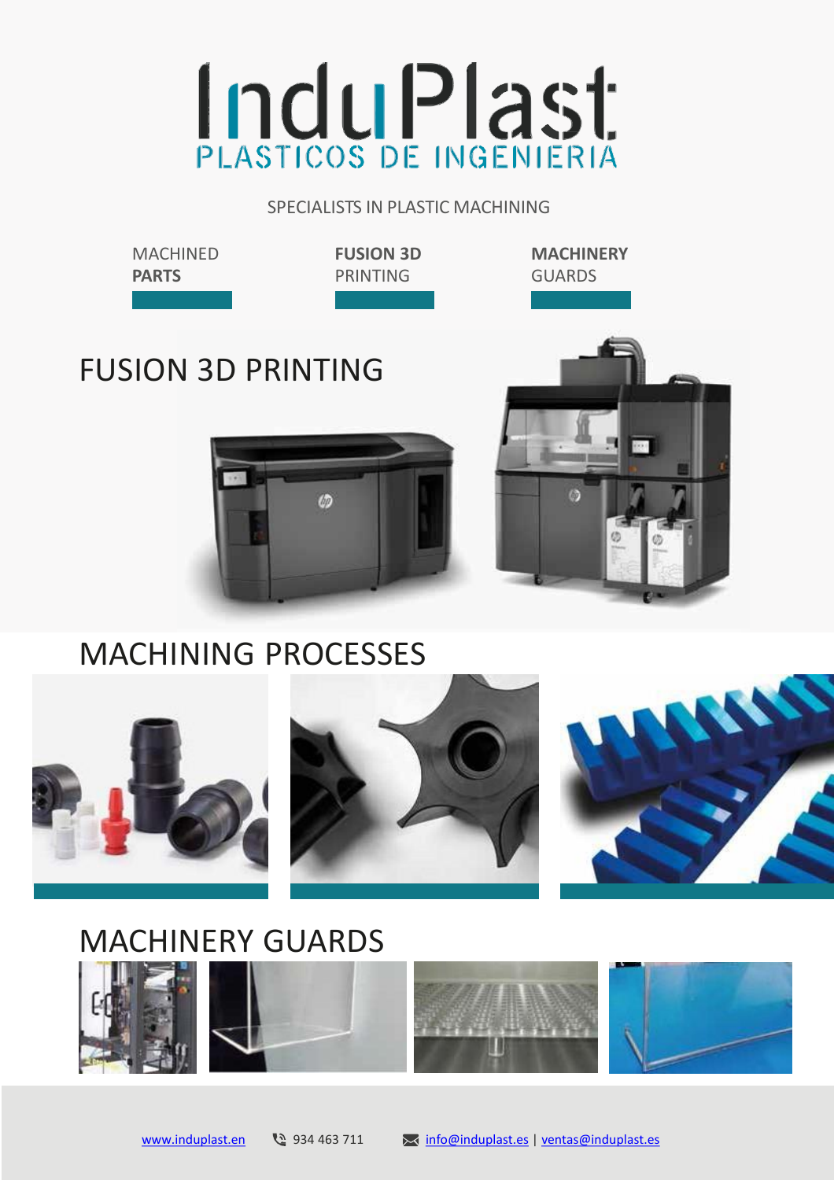# InduPlast

PLASTICOS DE INGENIERIA

SPECIALISTS IN PLASTIC MACHINING

MACHINED **PARTS**

**FUSION 3D** PRINTING

**MACHINERY** GUARDS

## FUSION 3D PRINTING

## MACHINING PROCESSES

## MACHINERY GUARDS

www.induplast.en  934 463 711  info@induplast.es | ventas@induplast.es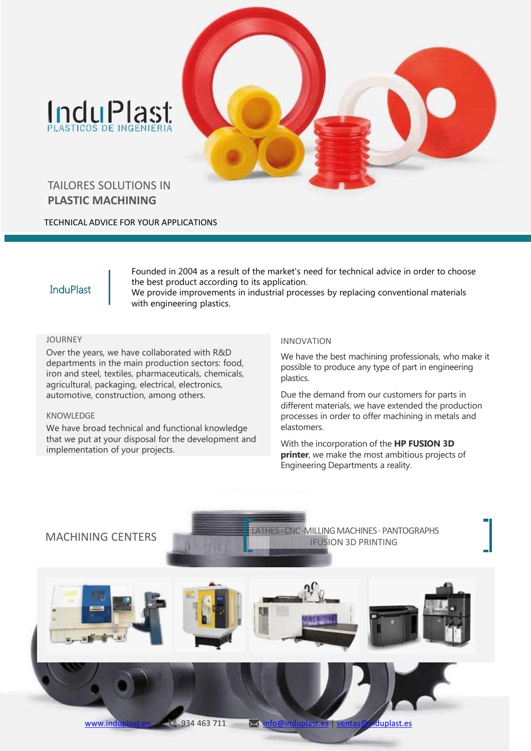# InduPlast

PLASTICOS DE INGENIERIA

## TAILORES SOLUTIONS IN **PLASTIC MACHINING**

TECHNICAL ADVICE FOR YOUR APPLICATIONS

**InduPlast**

Founded in 2004 as a result of the market's need for technical advice in order to choose the best product according to its application.
We provide improvements in industrial processes by replacing conventional materials with engineering plastics.

### JOURNEY

Over the years, we have collaborated with R&D departments in the main production sectors: food, iron and steel, textiles, pharmaceuticals, chemicals, agricultural, packaging, electrical, electronics, automotive, construction, among others.

### KNOWLEDGE

We have broad technical and functional knowledge that we put at your disposal for the development and implementation of your projects.

### INNOVATION

We have the best machining professionals, who make it possible to produce any type of part in engineering plastics.

Due the demand from our customers for parts in different materials, we have extended the production processes in order to offer machining in metals and elastomers.

With the incorporation of the **HP FUSION 3D printer**, we make the most ambitious projects of Engineering Departments a reality.

## MACHINING CENTERS

LATHES · CNC · MILLING MACHINES · PANTOGRAPHS
IFUSION 3D PRINTING

www.induplast.en | 934 463 711 | info@induplast.es | ventas@induplast.es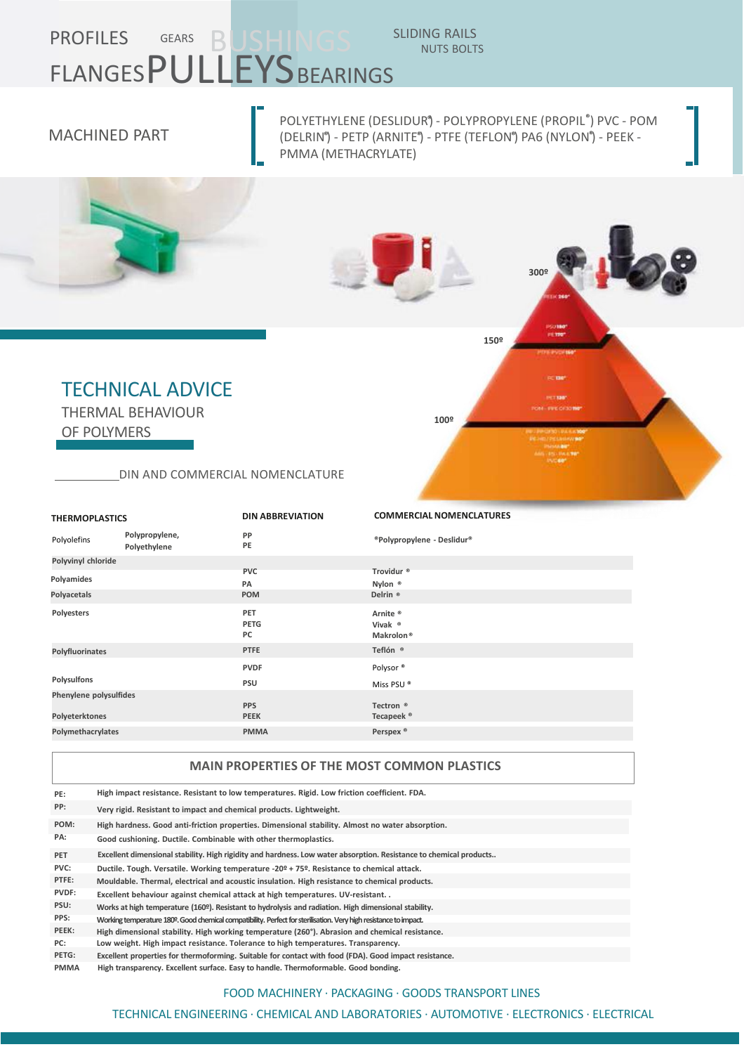PROFILES GEARS BUSHINGS SLIDING RAILS NUTS BOLTS

FLANGES PULLEYS BEARINGS

MACHINED PART

POLYETHYLENE (DESLIDUR®) - POLYPROPYLENE (PROPIL®) PVC - POM (DELRIN®) - PETP (ARNITE®) - PTFE (TEFLON®) PA6 (NYLON®) - PEEK - PMMA (METHACRYLATE)

# TECHNICAL ADVICE

## THERMAL BEHAVIOUR OF POLYMERS

300º

150º

100º

### DIN AND COMMERCIAL NOMENCLATURE

| THERMOPLASTICS | | DIN ABBREVIATION | COMMERCIAL NOMENCLATURES |
|---|---|---|---|
| Polyolefins | Polypropylene, Polyethylene | PP<br>PE | ®Polypropylene - Deslidur® |
| Polyvinyl chloride | | PVC | Trovidur ® |
| Polyamides | | PA | Nylon ® |
| Polyacetals | | POM | Delrin ® |
| Polyesters | | PET<br>PETG<br>PC | Arnite ®<br>Vivak ®<br>Makrolon® |
| Polyfluorinates | | PTFE | Teflón ® |
| | | PVDF | Polysor ® |
| Polysulfons | | PSU | Miss PSU ® |
| Phenylene polysulfides | | PPS | Tectron ® |
| Polyeterktones | | PEEK | Tecapeek ® |
| Polymethacrylates | | PMMA | Perspex ® |

### MAIN PROPERTIES OF THE MOST COMMON PLASTICS

| | |
|---|---|
| PE: | High impact resistance. Resistant to low temperatures. Rigid. Low friction coefficient. FDA. |
| PP: | Very rigid. Resistant to impact and chemical products. Lightweight. |
| POM: | High hardness. Good anti-friction properties. Dimensional stability. Almost no water absorption. |
| PA: | Good cushioning. Ductile. Combinable with other thermoplastics. |
| PET | Excellent dimensional stability. High rigidity and hardness. Low water absorption. Resistance to chemical products.. |
| PVC: | Ductile. Tough. Versatile. Working temperature -20º + 75º. Resistance to chemical attack. |
| PTFE: | Mouldable. Thermal, electrical and acoustic insulation. High resistance to chemical products. |
| PVDF: | Excellent behaviour against chemical attack at high temperatures. UV-resistant. . |
| PSU: | Works at high temperature (160º). Resistant to hydrolysis and radiation. High dimensional stability. |
| PPS: | Working temperature 180º. Good chemical compatibility. Perfect for sterilisation. Very high resistance to impact. |
| PEEK: | High dimensional stability. High working temperature (260°). Abrasion and chemical resistance. |
| PC: | Low weight. High impact resistance. Tolerance to high temperatures. Transparency. |
| PETG: | Excellent properties for thermoforming. Suitable for contact with food (FDA). Good impact resistance. |
| PMMA | High transparency. Excellent surface. Easy to handle. Thermoformable. Good bonding. |

FOOD MACHINERY · PACKAGING · GOODS TRANSPORT LINES

TECHNICAL ENGINEERING · CHEMICAL AND LABORATORIES · AUTOMOTIVE · ELECTRONICS · ELECTRICAL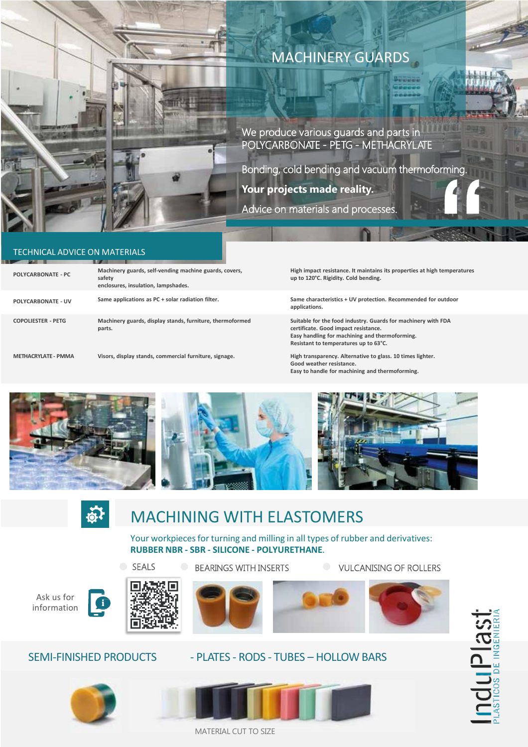# MACHINERY GUARDS

We produce various guards and parts in POLYCARBONATE - PETG - METHACRYLATE

Bonding, cold bending and vacuum thermoforming.

**Your projects made reality.**

Advice on materials and processes.

## TECHNICAL ADVICE ON MATERIALS

| | | |
|---|---|---|
| **POLYCARBONATE - PC** | **Machinery guards, self-vending machine guards, covers, safety enclosures, insulation, lampshades.** | **High impact resistance. It maintains its properties at high temperatures up to 120°C. Rigidity. Cold bending.** |
| **POLYCARBONATE - UV** | **Same applications as PC + solar radiation filter.** | **Same characteristics + UV protection. Recommended for outdoor applications.** |
| **COPOLIESTER - PETG** | **Machinery guards, display stands, furniture, thermoformed parts.** | **Suitable for the food industry. Guards for machinery with FDA certificate. Good impact resistance. Easy handling for machining and thermoforming. Resistant to temperatures up to 63°C.** |
| **METHACRYLATE - PMMA** | **Visors, display stands, commercial furniture, signage.** | **High transparency. Alternative to glass. 10 times lighter. Good weather resistance. Easy to handle for machining and thermoforming.** |

# MACHINING WITH ELASTOMERS

Your workpieces for turning and milling in all types of rubber and derivatives: **RUBBER NBR - SBR - SILICONE - POLYURETHANE**.

- SEALS
- BEARINGS WITH INSERTS
- VULCANISING OF ROLLERS

Ask us for information

## SEMI-FINISHED PRODUCTS - PLATES - RODS - TUBES – HOLLOW BARS

MATERIAL CUT TO SIZE

InduPlast PLÁSTICOS DE INGENIERIA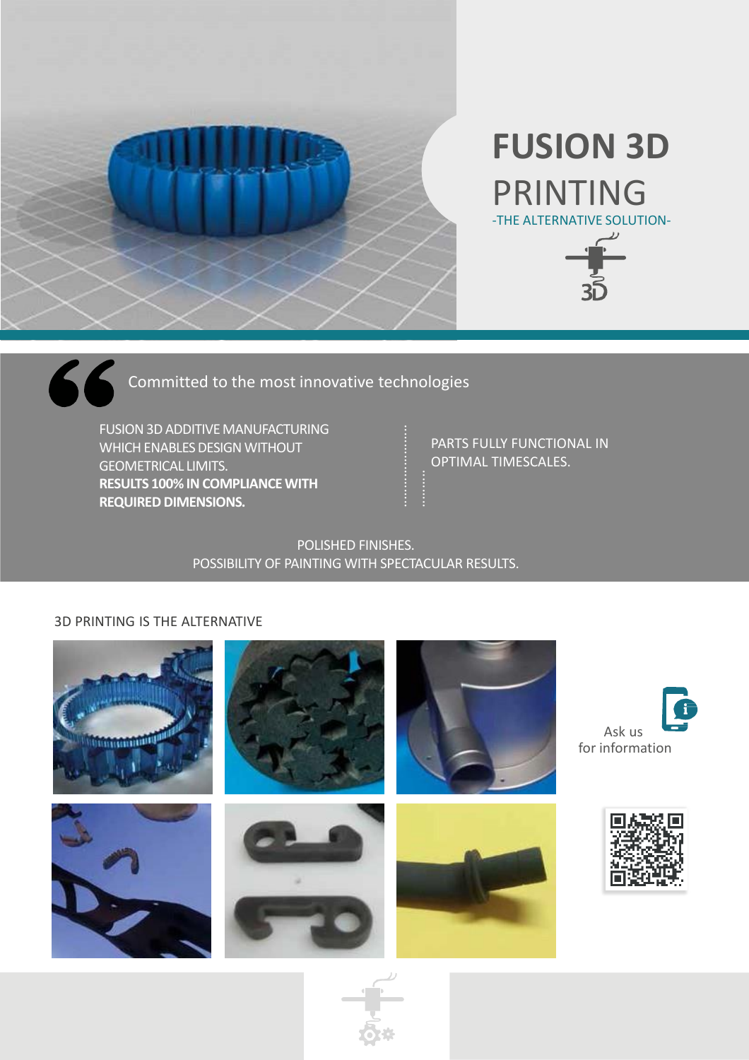# FUSION 3D PRINTING

-THE ALTERNATIVE SOLUTION-

Committed to the most innovative technologies

FUSION 3D ADDITIVE MANUFACTURING WHICH ENABLES DESIGN WITHOUT GEOMETRICAL LIMITS.
**RESULTS 100% IN COMPLIANCE WITH REQUIRED DIMENSIONS.**

PARTS FULLY FUNCTIONAL IN OPTIMAL TIMESCALES.

POLISHED FINISHES.
POSSIBILITY OF PAINTING WITH SPECTACULAR RESULTS.

3D PRINTING IS THE ALTERNATIVE

Ask us
for information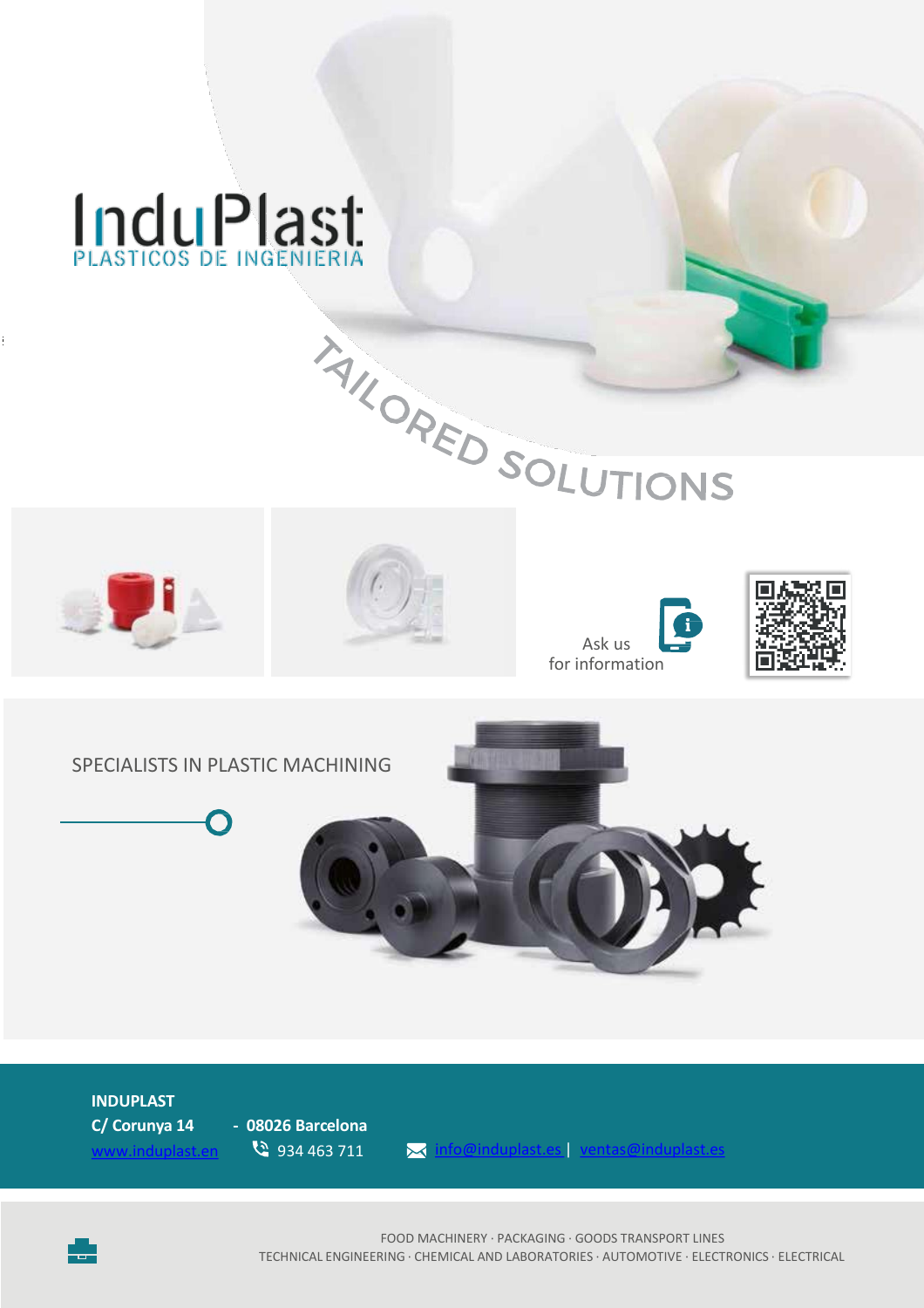# InduPlast

PLASTICOS DE INGENIERIA

TAILORED SOLUTIONS

Ask us
for information

## SPECIALISTS IN PLASTIC MACHINING

**INDUPLAST**
**C/ Corunya 14 - 08026 Barcelona**
www.induplast.en 934 463 711 info@induplast.es | ventas@induplast.es

FOOD MACHINERY · PACKAGING · GOODS TRANSPORT LINES
TECHNICAL ENGINEERING · CHEMICAL AND LABORATORIES · AUTOMOTIVE · ELECTRONICS · ELECTRICAL